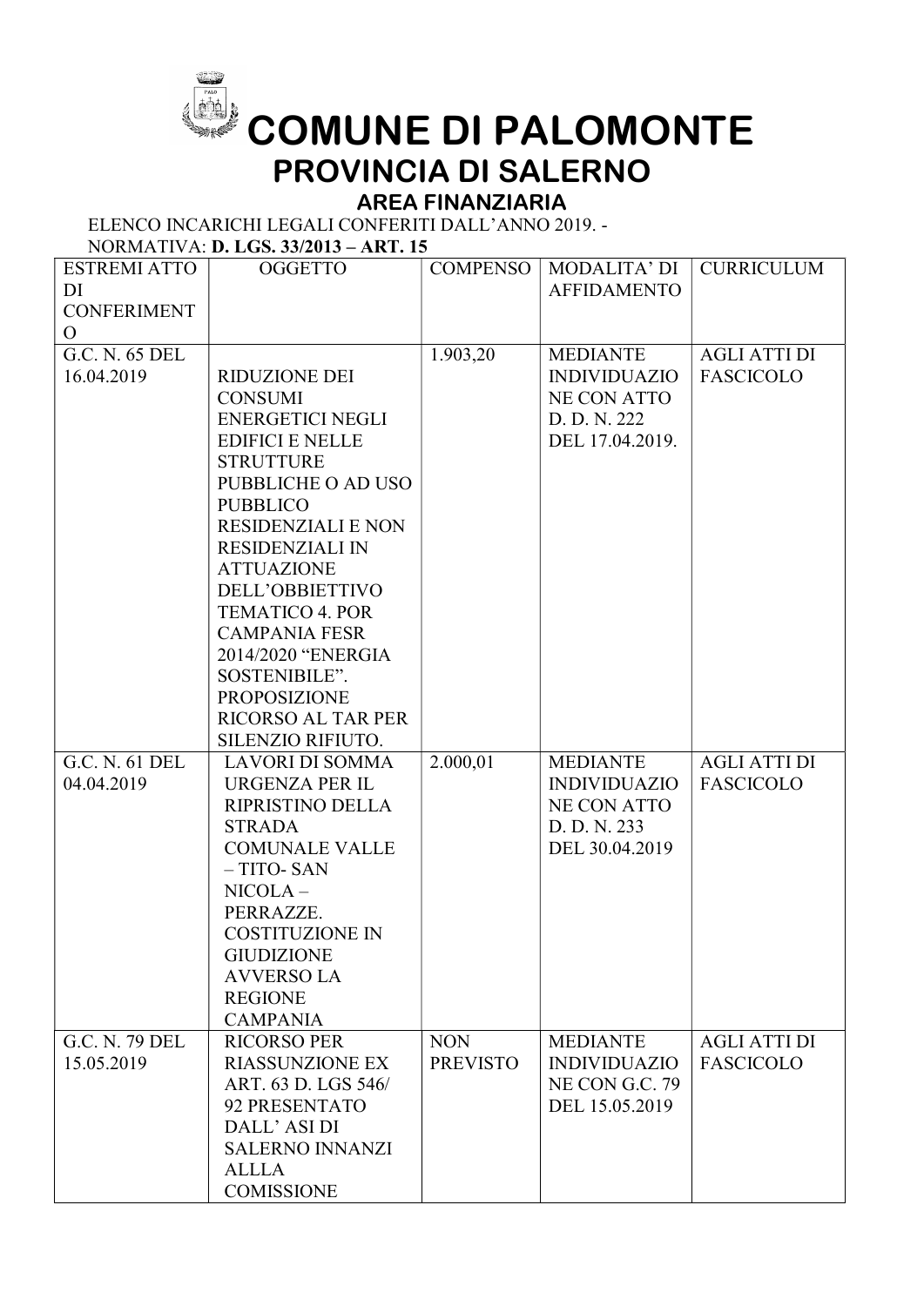# COMUNE DI PALOMONTE

## PROVINCIA DI SALERNO

### AREA FINANZIARIA

ELENCO INCARICHI LEGALI CONFERITI DALL'ANNO 2019. -
NORMATIVA: **D. LGS. 33/2013 – ART. 15**

| ESTREMI ATTO DI CONFERIMENTO | OGGETTO | COMPENSO | MODALITA' DI AFFIDAMENTO | CURRICULUM |
|---|---|---|---|---|
| G.C. N. 65 DEL 16.04.2019 | RIDUZIONE DEI CONSUMI ENERGETICI NEGLI EDIFICI E NELLE STRUTTURE PUBBLICHE O AD USO PUBBLICO RESIDENZIALI E NON RESIDENZIALI IN ATTUAZIONE DELL'OBBIETTIVO TEMATICO 4. POR CAMPANIA FESR 2014/2020 "ENERGIA SOSTENIBILE". PROPOSIZIONE RICORSO AL TAR PER SILENZIO RIFIUTO. | 1.903,20 | MEDIANTE INDIVIDUAZIONE CON ATTO D. D. N. 222 DEL 17.04.2019. | AGLI ATTI DI FASCICOLO |
| G.C. N. 61 DEL 04.04.2019 | LAVORI DI SOMMA URGENZA PER IL RIPRISTINO DELLA STRADA COMUNALE VALLE – TITO- SAN NICOLA – PERRAZZE. COSTITUZIONE IN GIUDIZIONE AVVERSO LA REGIONE CAMPANIA | 2.000,01 | MEDIANTE INDIVIDUAZIONE CON ATTO D. D. N. 233 DEL 30.04.2019 | AGLI ATTI DI FASCICOLO |
| G.C. N. 79 DEL 15.05.2019 | RICORSO PER RIASSUNZIONE EX ART. 63 D. LGS 546/ 92 PRESENTATO DALL' ASI DI SALERNO INNANZI ALLLA COMISSIONE | NON PREVISTO | MEDIANTE INDIVIDUAZIONE CON G.C. 79 DEL 15.05.2019 | AGLI ATTI DI FASCICOLO |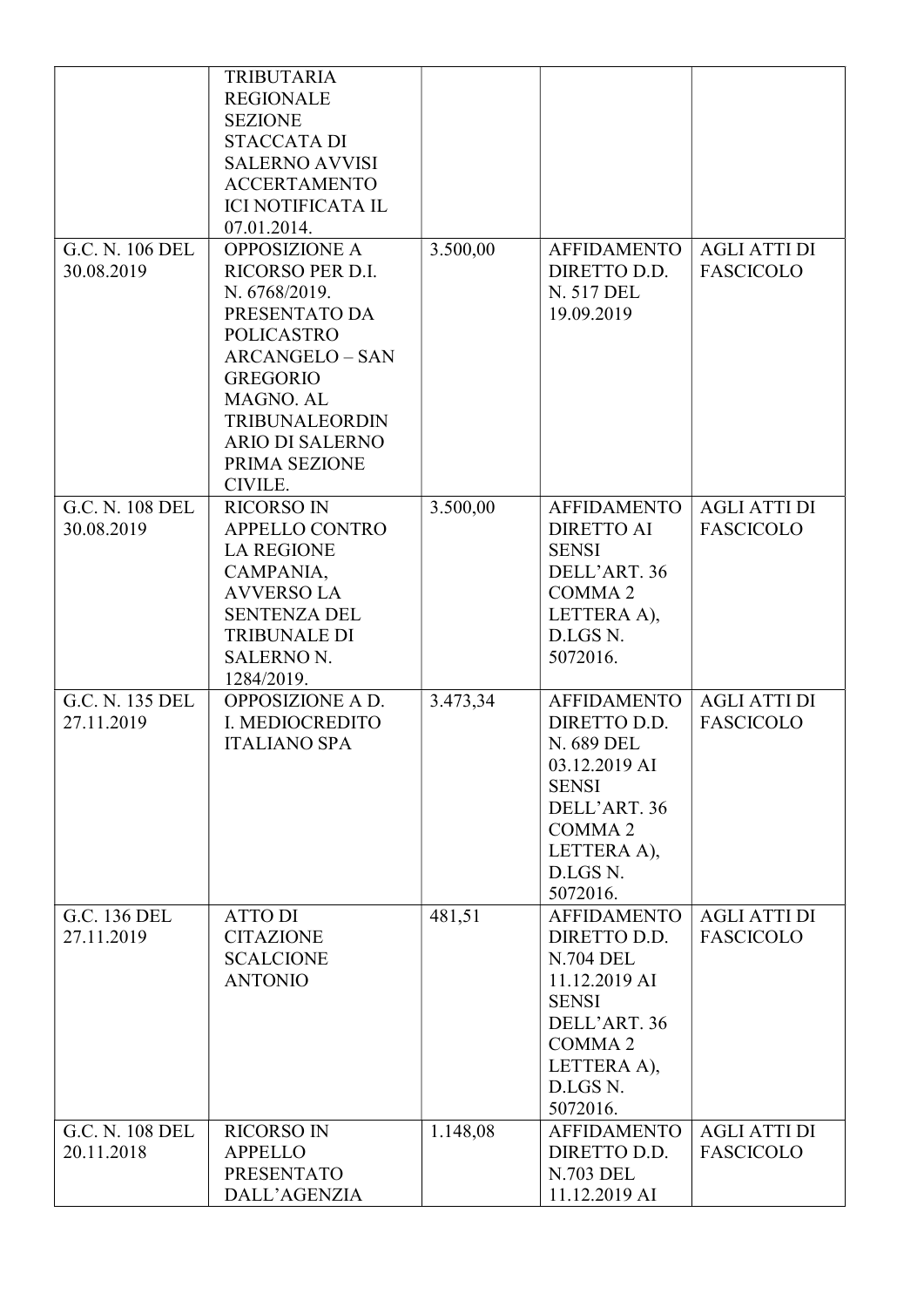| | | | | |
|---|---|---|---|---|
| | TRIBUTARIA REGIONALE SEZIONE STACCATA DI SALERNO AVVISI ACCERTAMENTO ICI NOTIFICATA IL 07.01.2014. | | | |
| G.C. N. 106 DEL 30.08.2019 | OPPOSIZIONE A RICORSO PER D.I. N. 6768/2019. PRESENTATO DA POLICASTRO ARCANGELO – SAN GREGORIO MAGNO. AL TRIBUNALEORDINARIO DI SALERNO PRIMA SEZIONE CIVILE. | 3.500,00 | AFFIDAMENTO DIRETTO D.D. N. 517 DEL 19.09.2019 | AGLI ATTI DI FASCICOLO |
| G.C. N. 108 DEL 30.08.2019 | RICORSO IN APPELLO CONTRO LA REGIONE CAMPANIA, AVVERSO LA SENTENZA DEL TRIBUNALE DI SALERNO N. 1284/2019. | 3.500,00 | AFFIDAMENTO DIRETTO AI SENSI DELL'ART. 36 COMMA 2 LETTERA A), D.LGS N. 5072016. | AGLI ATTI DI FASCICOLO |
| G.C. N. 135 DEL 27.11.2019 | OPPOSIZIONE A D. I. MEDIOCREDITO ITALIANO SPA | 3.473,34 | AFFIDAMENTO DIRETTO D.D. N. 689 DEL 03.12.2019 AI SENSI DELL'ART. 36 COMMA 2 LETTERA A), D.LGS N. 5072016. | AGLI ATTI DI FASCICOLO |
| G.C. 136 DEL 27.11.2019 | ATTO DI CITAZIONE SCALCIONE ANTONIO | 481,51 | AFFIDAMENTO DIRETTO D.D. N.704 DEL 11.12.2019 AI SENSI DELL'ART. 36 COMMA 2 LETTERA A), D.LGS N. 5072016. | AGLI ATTI DI FASCICOLO |
| G.C. N. 108 DEL 20.11.2018 | RICORSO IN APPELLO PRESENTATO DALL'AGENZIA | 1.148,08 | AFFIDAMENTO DIRETTO D.D. N.703 DEL 11.12.2019 AI | AGLI ATTI DI FASCICOLO |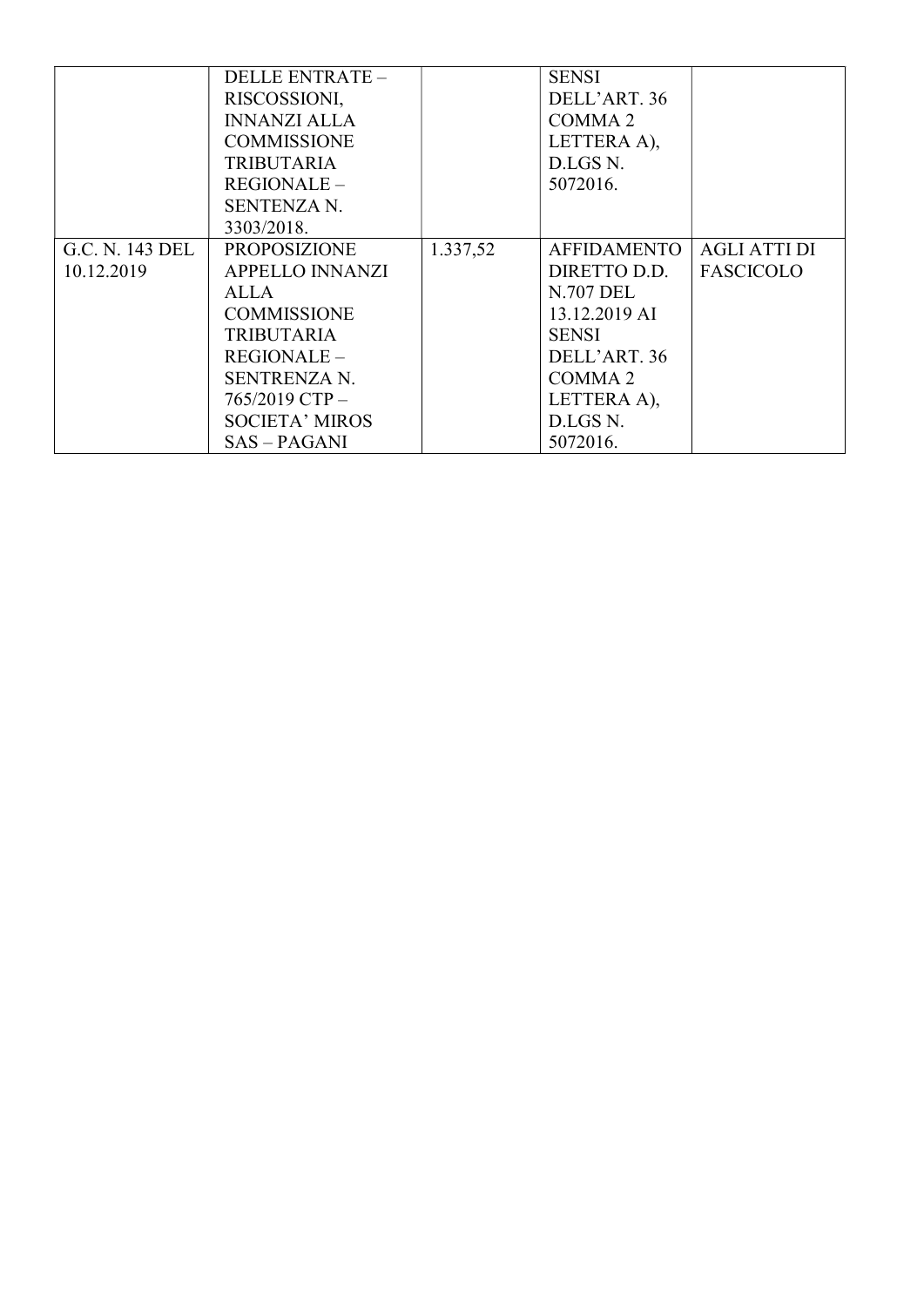| | | | | |
|---|---|---|---|---|
| | DELLE ENTRATE – RISCOSSIONI, INNANZI ALLA COMMISSIONE TRIBUTARIA REGIONALE – SENTENZA N. 3303/2018. | | SENSI DELL'ART. 36 COMMA 2 LETTERA A), D.LGS N. 5072016. | |
| G.C. N. 143 DEL 10.12.2019 | PROPOSIZIONE APPELLO INNANZI ALLA COMMISSIONE TRIBUTARIA REGIONALE – SENTRENZA N. 765/2019 CTP – SOCIETA' MIROS SAS – PAGANI | 1.337,52 | AFFIDAMENTO DIRETTO D.D. N.707 DEL 13.12.2019 AI SENSI DELL'ART. 36 COMMA 2 LETTERA A), D.LGS N. 5072016. | AGLI ATTI DI FASCICOLO |